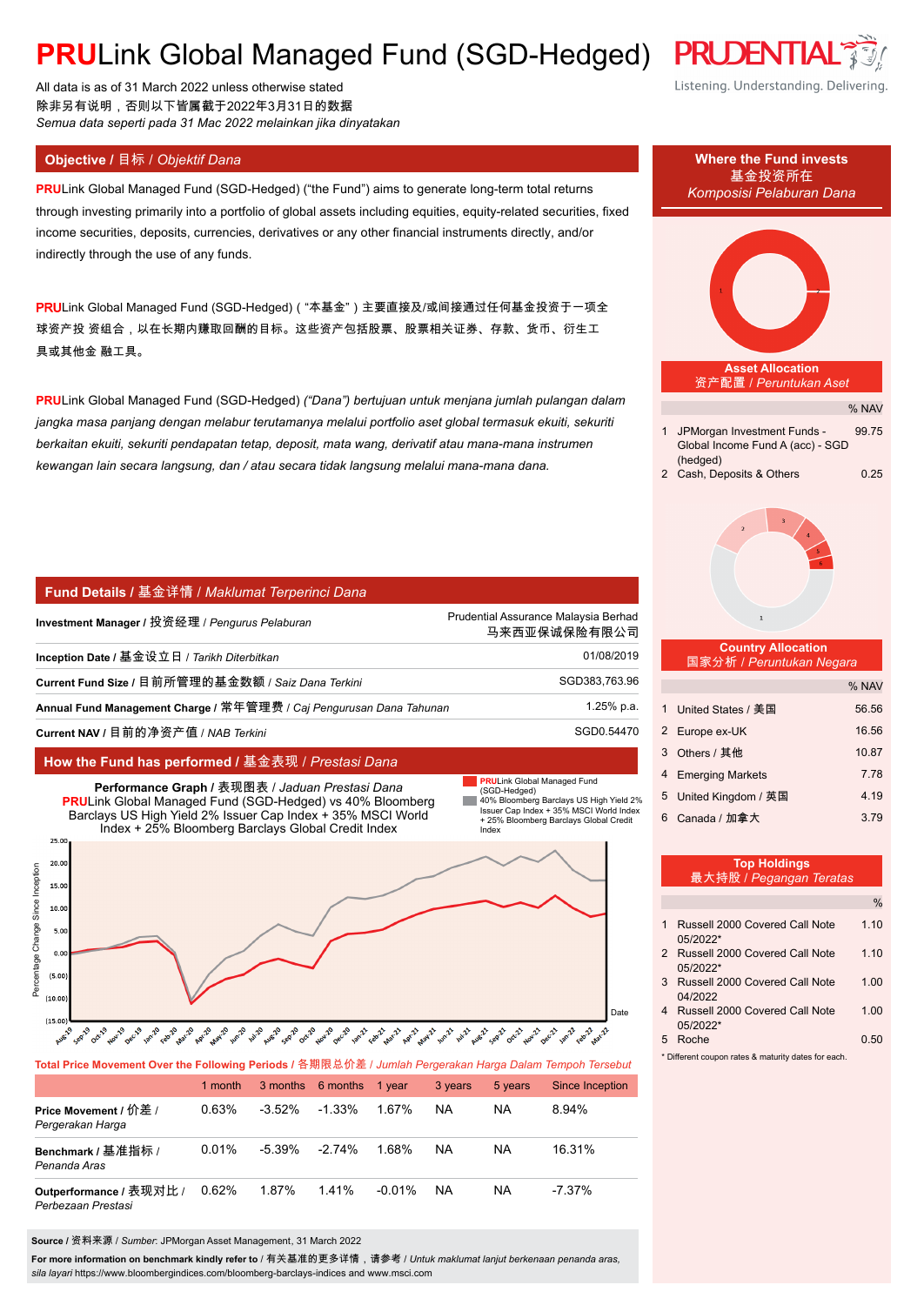# PRULink Global Managed Fund (SGD-Hedged)

All data is as of 31 March 2022 unless otherwise stated
除非另有说明，否则以下皆属截于2022年3月31日的数据
*Semua data seperti pada 31 Mac 2022 melainkan jika dinyatakan*

## Objective / 目标 / *Objektif Dana*

**PRU**Link Global Managed Fund (SGD-Hedged) ("the Fund") aims to generate long-term total returns through investing primarily into a portfolio of global assets including equities, equity-related securities, fixed income securities, deposits, currencies, derivatives or any other financial instruments directly, and/or indirectly through the use of any funds.

**PRU**Link Global Managed Fund (SGD-Hedged)（"本基金"）主要直接及/或间接通过任何基金投资于一项全球资产投 资组合，以在长期内赚取回酬的目标。这些资产包括股票、股票相关证券、存款、货币、衍生工具或其他金 融工具。

**PRU**Link Global Managed Fund (SGD-Hedged) *("Dana") bertujuan untuk menjana jumlah pulangan dalam jangka masa panjang dengan melabur terutamanya melalui portfolio aset global termasuk ekuiti, sekuriti berkaitan ekuiti, sekuriti pendapatan tetap, deposit, mata wang, derivatif atau mana-mana instrumen kewangan lain secara langsung, dan / atau secara tidak langsung melalui mana-mana dana.*

## Fund Details / 基金详情 / *Maklumat Terperinci Dana*

| | |
|---|---|
| **Investment Manager** / 投资经理 / *Pengurus Pelaburan* | Prudential Assurance Malaysia Berhad 马来西亚保诚保险有限公司 |
| **Inception Date** / 基金设立日 / *Tarikh Diterbitkan* | 01/08/2019 |
| **Current Fund Size** / 目前所管理的基金数额 / *Saiz Dana Terkini* | SGD383,763.96 |
| **Annual Fund Management Charge** / 常年管理费 / *Caj Pengurusan Dana Tahunan* | 1.25% p.a. |
| **Current NAV** / 目前的净资产值 / *NAB Terkini* | SGD0.54470 |

## How the Fund has performed / 基金表现 / *Prestasi Dana*

**Performance Graph** / 表现图表 / *Jaduan Prestasi Dana*
**PRU**Link Global Managed Fund (SGD-Hedged) vs 40% Bloomberg Barclays US High Yield 2% Issuer Cap Index + 35% MSCI World Index + 25% Bloomberg Barclays Global Credit Index

**Total Price Movement Over the Following Periods** / 各期限总价差 / *Jumlah Pergerakan Harga Dalam Tempoh Tersebut*

| | 1 month | 3 months | 6 months | 1 year | 3 years | 5 years | Since Inception |
|---|---|---|---|---|---|---|---|
| **Price Movement** / 价差 / *Pergerakan Harga* | 0.63% | -3.52% | -1.33% | 1.67% | NA | NA | 8.94% |
| **Benchmark** / 基准指标 / *Penanda Aras* | 0.01% | -5.39% | -2.74% | 1.68% | NA | NA | 16.31% |
| **Outperformance** / 表现对比 / *Perbezaan Prestasi* | 0.62% | 1.87% | 1.41% | -0.01% | NA | NA | -7.37% |

**Source** / 资料来源 / *Sumber*: JPMorgan Asset Management, 31 March 2022

**For more information on benchmark kindly refer to** / 有关基准的更多详情，请参考 / *Untuk maklumat lanjut berkenaan penanda aras, sila layari* https://www.bloombergindices.com/bloomberg-barclays-indices and www.msci.com

## Where the Fund invests / 基金投资所在 / *Komposisi Pelaburan Dana*

### Asset Allocation / 资产配置 / *Peruntukan Aset*

| | | % NAV |
|---|---|---|
| 1 | JPMorgan Investment Funds - Global Income Fund A (acc) - SGD (hedged) | 99.75 |
| 2 | Cash, Deposits & Others | 0.25 |

### Country Allocation / 国家分析 / *Peruntukan Negara*

| | | % NAV |
|---|---|---|
| 1 | United States / 美国 | 56.56 |
| 2 | Europe ex-UK | 16.56 |
| 3 | Others / 其他 | 10.87 |
| 4 | Emerging Markets | 7.78 |
| 5 | United Kingdom / 英国 | 4.19 |
| 6 | Canada / 加拿大 | 3.79 |

### Top Holdings / 最大持股 / *Pegangan Teratas*

| | | % |
|---|---|---|
| 1 | Russell 2000 Covered Call Note 05/2022* | 1.10 |
| 2 | Russell 2000 Covered Call Note 05/2022* | 1.10 |
| 3 | Russell 2000 Covered Call Note 04/2022 | 1.00 |
| 4 | Russell 2000 Covered Call Note 05/2022* | 1.00 |
| 5 | Roche | 0.50 |

\* Different coupon rates & maturity dates for each.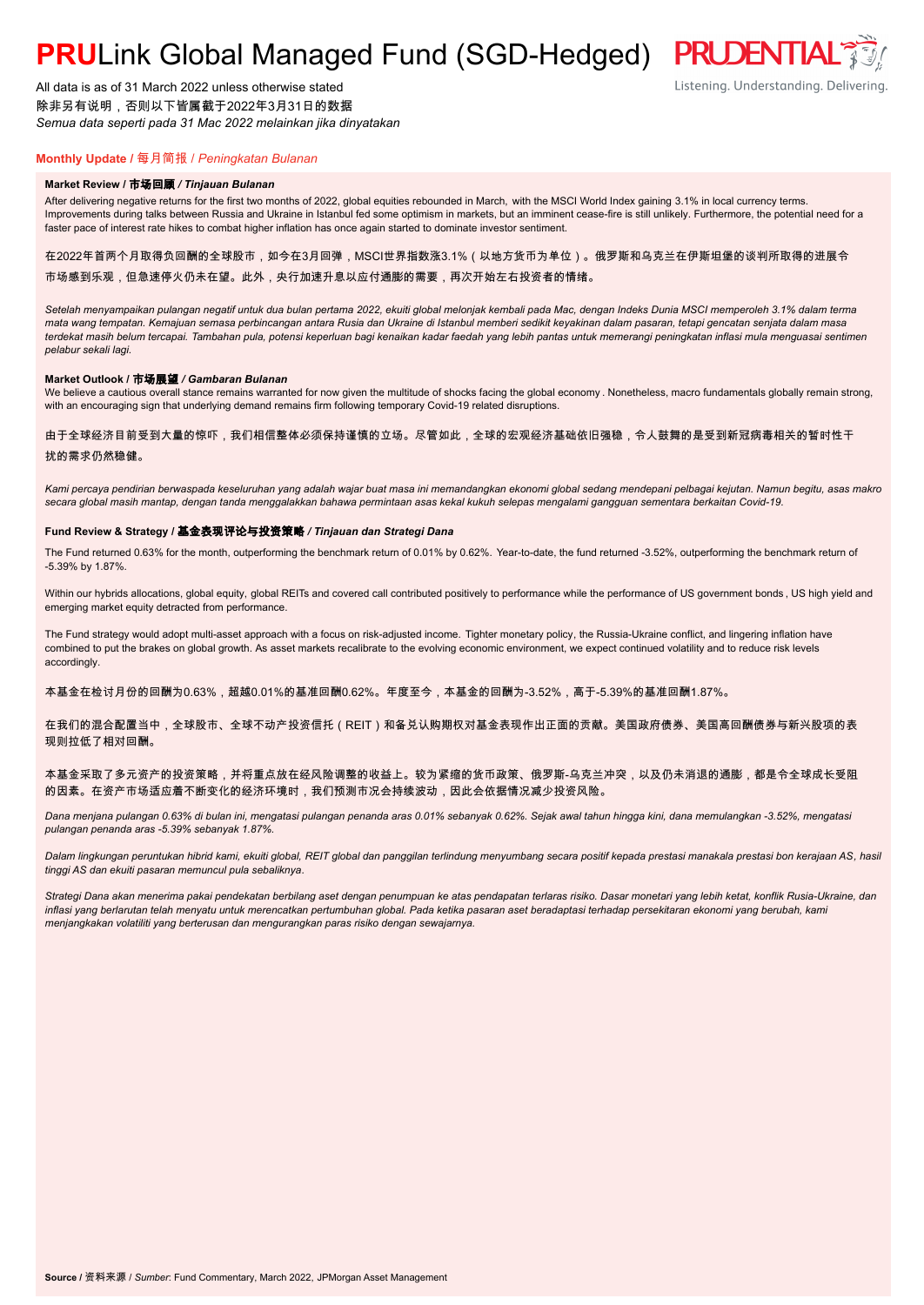# **PRU**Link Global Managed Fund (SGD-Hedged)

All data is as of 31 March 2022 unless otherwise stated
除非另有说明，否则以下皆属截于2022年3月31日的数据
*Semua data seperti pada 31 Mac 2022 melainkan jika dinyatakan*

## **Monthly Update** / 每月简报 / *Peningkatan Bulanan*

### **Market Review / 市场回顾 / *Tinjauan Bulanan***

After delivering negative returns for the first two months of 2022, global equities rebounded in March, with the MSCI World Index gaining 3.1% in local currency terms. Improvements during talks between Russia and Ukraine in Istanbul fed some optimism in markets, but an imminent cease-fire is still unlikely. Furthermore, the potential need for a faster pace of interest rate hikes to combat higher inflation has once again started to dominate investor sentiment.

在2022年首两个月取得负回酬的全球股市，如今在3月回弹，MSCI世界指数涨3.1%（以地方货币为单位）。俄罗斯和乌克兰在伊斯坦堡的谈判所取得的进展令市场感到乐观，但急速停火仍未在望。此外，央行加速升息以应付通膨的需要，再次开始左右投资者的情绪。

*Setelah menyampaikan pulangan negatif untuk dua bulan pertama 2022, ekuiti global melonjak kembali pada Mac, dengan Indeks Dunia MSCI memperoleh 3.1% dalam terma mata wang tempatan. Kemajuan semasa perbincangan antara Rusia dan Ukraine di Istanbul memberi sedikit keyakinan dalam pasaran, tetapi gencatan senjata dalam masa terdekat masih belum tercapai. Tambahan pula, potensi keperluan bagi kenaikan kadar faedah yang lebih pantas untuk memerangi peningkatan inflasi mula menguasai sentimen pelabur sekali lagi.*

### **Market Outlook / 市场展望 / *Gambaran Bulanan***

We believe a cautious overall stance remains warranted for now given the multitude of shocks facing the global economy . Nonetheless, macro fundamentals globally remain strong, with an encouraging sign that underlying demand remains firm following temporary Covid-19 related disruptions.

由于全球经济目前受到大量的惊吓，我们相信整体必须保持谨慎的立场。尽管如此，全球的宏观经济基础依旧强稳，令人鼓舞的是受到新冠病毒相关的暂时性干扰的需求仍然稳健。

*Kami percaya pendirian berwaspada keseluruhan yang adalah wajar buat masa ini memandangkan ekonomi global sedang mendepani pelbagai kejutan. Namun begitu, asas makro secara global masih mantap, dengan tanda menggalakkan bahawa permintaan asas kekal kukuh selepas mengalami gangguan sementara berkaitan Covid-19.*

### **Fund Review & Strategy / 基金表现评论与投资策略 / *Tinjauan dan Strategi Dana***

The Fund returned 0.63% for the month, outperforming the benchmark return of 0.01% by 0.62%. Year-to-date, the fund returned -3.52%, outperforming the benchmark return of -5.39% by 1.87%.

Within our hybrids allocations, global equity, global REITs and covered call contributed positively to performance while the performance of US government bonds , US high yield and emerging market equity detracted from performance.

The Fund strategy would adopt multi-asset approach with a focus on risk-adjusted income. Tighter monetary policy, the Russia-Ukraine conflict, and lingering inflation have combined to put the brakes on global growth. As asset markets recalibrate to the evolving economic environment, we expect continued volatility and to reduce risk levels accordingly.

本基金在检讨月份的回酬为0.63%，超越0.01%的基准回酬0.62%。年度至今，本基金的回酬为-3.52%，高于-5.39%的基准回酬1.87%。

在我们的混合配置当中，全球股市、全球不动产投资信托（REIT）和备兑认购期权对基金表现作出正面的贡献。美国政府债券、美国高回酬债券与新兴股项的表现则拉低了相对回酬。

本基金采取了多元资产的投资策略，并将重点放在经风险调整的收益上。较为紧缩的货币政策、俄罗斯-乌克兰冲突，以及仍未消退的通膨，都是令全球成长受阻的因素。在资产市场适应着不断变化的经济环境时，我们预测市况会持续波动，因此会依据情况减少投资风险。

*Dana menjana pulangan 0.63% di bulan ini, mengatasi pulangan penanda aras 0.01% sebanyak 0.62%. Sejak awal tahun hingga kini, dana memulangkan -3.52%, mengatasi pulangan penanda aras -5.39% sebanyak 1.87%.*

*Dalam lingkungan peruntukan hibrid kami, ekuiti global, REIT global dan panggilan terlindung menyumbang secara positif kepada prestasi manakala prestasi bon kerajaan AS, hasil tinggi AS dan ekuiti pasaran memuncul pula sebaliknya.*

*Strategi Dana akan menerima pakai pendekatan berbilang aset dengan penumpuan ke atas pendapatan terlaras risiko. Dasar monetari yang lebih ketat, konflik Rusia-Ukraine, dan inflasi yang berlarutan telah menyatu untuk merencatkan pertumbuhan global. Pada ketika pasaran aset beradaptasi terhadap persekitaran ekonomi yang berubah, kami menjangkakan volatiliti yang berterusan dan mengurangkan paras risiko dengan sewajarnya.*

**Source** / 资料来源 / *Sumber*: Fund Commentary, March 2022, JPMorgan Asset Management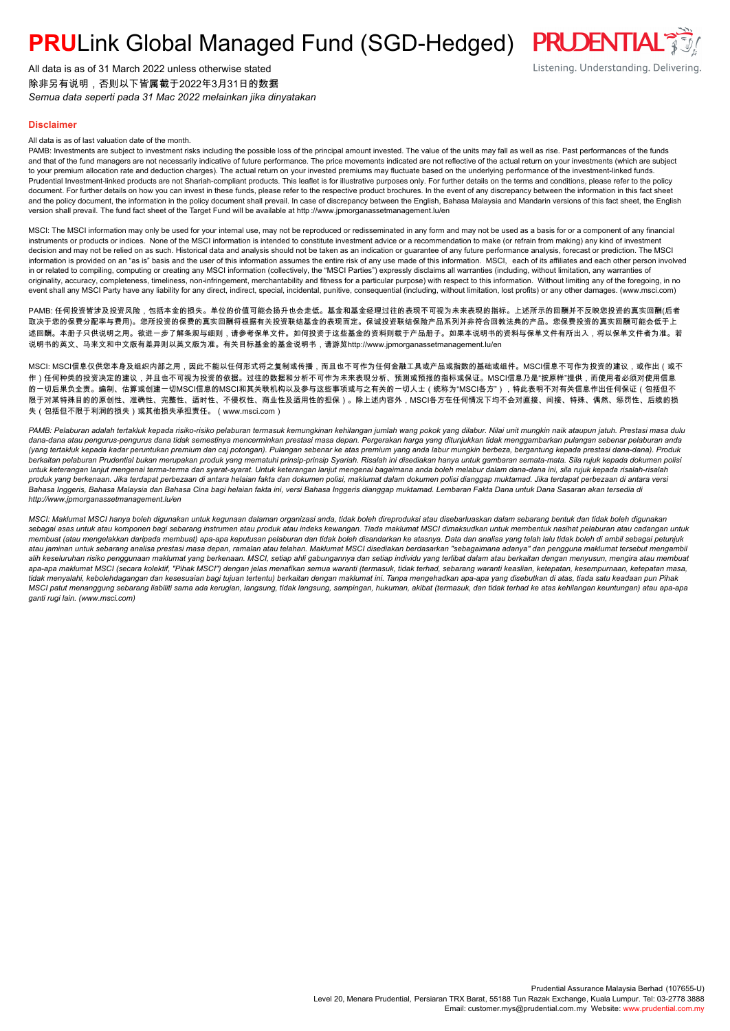# PRULink Global Managed Fund (SGD-Hedged)

All data is as of 31 March 2022 unless otherwise stated
除非另有说明，否则以下皆属截于2022年3月31日的数据
*Semua data seperti pada 31 Mac 2022 melainkan jika dinyatakan*

Listening. Understanding. Delivering.

### Disclaimer

All data is as of last valuation date of the month.

PAMB: Investments are subject to investment risks including the possible loss of the principal amount invested. The value of the units may fall as well as rise. Past performances of the funds and that of the fund managers are not necessarily indicative of future performance. The price movements indicated are not reflective of the actual return on your investments (which are subject to your premium allocation rate and deduction charges). The actual return on your invested premiums may fluctuate based on the underlying performance of the investment-linked funds. Prudential Investment-linked products are not Shariah-compliant products. This leaflet is for illustrative purposes only. For further details on the terms and conditions, please refer to the policy document. For further details on how you can invest in these funds, please refer to the respective product brochures. In the event of any discrepancy between the information in this fact sheet and the policy document, the information in the policy document shall prevail. In case of discrepancy between the English, Bahasa Malaysia and Mandarin versions of this fact sheet, the English version shall prevail. The fund fact sheet of the Target Fund will be available at http ://www.jpmorganassetmanagement.lu/en

MSCI: The MSCI information may only be used for your internal use, may not be reproduced or redisseminated in any form and may not be used as a basis for or a component of any financial instruments or products or indices. None of the MSCI information is intended to constitute investment advice or a recommendation to make (or refrain from making) any kind of investment decision and may not be relied on as such. Historical data and analysis should not be taken as an indication or guarantee of any future performance analysis, forecast or prediction. The MSCI information is provided on an "as is" basis and the user of this information assumes the entire risk of any use made of this information. MSCI, each of its affiliates and each other person involved in or related to compiling, computing or creating any MSCI information (collectively, the "MSCI Parties") expressly disclaims all warranties (including, without limitation, any warranties of originality, accuracy, completeness, timeliness, non-infringement, merchantability and fitness for a particular purpose) with respect to this information. Without limiting any of the foregoing, in no event shall any MSCI Party have any liability for any direct, indirect, special, incidental, punitive, consequential (including, without limitation, lost profits) or any other damages. (www.msci.com)

PAMB: 任何投资皆涉及投资风险，包括本金的损失。单位的价值可能会扬升也会走低。基金和基金经理过往的表现不可视为未来表现的指标。上述所示的回酬并不反映您投资的真实回酬(后者取决于您的保费分配率与费用)。您所投资的保费的真实回酬将根据有关投资联结基金的表现而定。保诚投资联结保险产品系列并非符合回教法典的产品。您保费投资的真实回酬可能会低于上述回酬。本册子只供说明之用。欲进一步了解条规与细则，请参考保单文件。如何投资于这些基金的资料则载于产品册子。如果本说明书的资料与保单文件有所出入，将以保单文件者为准。若说明书的英文、马来文和中文版有差异则以英文版为准。有关目标基金的基金说明书，请游览http://www.jpmorganassetmanagement.lu/en

MSCI: MSCI信息仅供您本身及组织内部之用，因此不能以任何形式将之复制或传播，而且也不可作为任何金融工具或产品或指数的基础或组件。MSCI信息不可作为投资的建议，或作出（或不作）任何种类的投资决定的建议，并且也不可视为投资的依据。过往的数据和分析不可作为未来表现分析、预测或预报的指标或保证。MSCI信息乃是"按原样"提供，而使用者必须对使用信息的一切后果负全责。编制、估算或创建一切MSCI信息的MSCI和其关联机构以及参与这些事项或与之有关的一切人士（统称为"MSCI各方"），特此表明不对有关信息作出任何保证（包括但不限于对某特殊目的的原创性、准确性、完整性、适时性、不侵权性、商业性及适用性的担保）。除上述内容外，MSCI各方在任何情况下均不会对直接、间接、特殊、偶然、惩罚性、后续的损失（包括但不限于利润的损失）或其他损失承担责任。（www.msci.com）

*PAMB: Pelaburan adalah tertakluk kepada risiko-risiko pelaburan termasuk kemungkinan kehilangan jumlah wang pokok yang dilabur. Nilai unit mungkin naik ataupun jatuh. Prestasi masa dulu dana-dana atau pengurus-pengurus dana tidak semestinya mencerminkan prestasi masa depan. Pergerakan harga yang ditunjukkan tidak menggambarkan pulangan sebenar pelaburan anda (yang tertakluk kepada kadar peruntukan premium dan caj potongan). Pulangan sebenar ke atas premium yang anda labur mungkin berbeza, bergantung kepada prestasi dana-dana). Produk berkaitan pelaburan Prudential bukan merupakan produk yang mematuhi prinsip-prinsip Syariah. Risalah ini disediakan hanya untuk gambaran semata-mata. Sila rujuk kepada dokumen polisi untuk keterangan lanjut mengenai terma-terma dan syarat-syarat. Untuk keterangan lanjut mengenai bagaimana anda boleh melabur dalam dana-dana ini, sila rujuk kepada risalah-risalah produk yang berkenaan. Jika terdapat perbezaan di antara helaian fakta dan dokumen polisi, maklumat dalam dokumen polisi dianggap muktamad. Jika terdapat perbezaan di antara versi Bahasa Inggeris, Bahasa Malaysia dan Bahasa Cina bagi helaian fakta ini, versi Bahasa Inggeris dianggap muktamad. Lembaran Fakta Dana untuk Dana Sasaran akan tersedia di http://www.jpmorganassetmanagement.lu/en*

*MSCI: Maklumat MSCI hanya boleh digunakan untuk kegunaan dalaman organizasi anda, tidak boleh direproduksi atau disebarluaskan dalam sebarang bentuk dan tidak boleh digunakan sebagai asas untuk atau komponen bagi sebarang instrumen atau produk atau indeks kewangan. Tiada maklumat MSCI dimaksudkan untuk membentuk nasihat pelaburan atau cadangan untuk membuat (atau mengelakkan daripada membuat) apa-apa keputusan pelaburan dan tidak boleh disandarkan ke atasnya. Data dan analisa yang telah lalu tidak boleh di ambil sebagai petunjuk atau jaminan untuk sebarang analisa prestasi masa depan, ramalan atau telahan. Maklumat MSCI disediakan berdasarkan "sebagaimana adanya" dan pengguna maklumat tersebut mengambil alih keseluruhan risiko penggunaan maklumat yang berkenaan. MSCI, setiap ahli gabungannya dan setiap individu yang terlibat dalam atau berkaitan dengan menyusun, mengira atau membuat apa-apa maklumat MSCI (secara kolektif, "Pihak MSCI") dengan jelas menafikan semua waranti (termasuk, tidak terhad, sebarang waranti keaslian, ketepatan, kesempurnaan, ketepatan masa, tidak menyalahi, kebolehdagangan dan kesesuaian bagi tujuan tertentu) berkaitan dengan maklumat ini. Tanpa mengehadkan apa-apa yang disebutkan di atas, tiada satu keadaan pun Pihak MSCI patut menanggung sebarang liabiliti sama ada kerugian, langsung, tidak langsung, sampingan, hukuman, akibat (termasuk, dan tidak terhad ke atas kehilangan keuntungan) atau apa-apa ganti rugi lain. (www.msci.com)*

Prudential Assurance Malaysia Berhad (107655-U)
Level 20, Menara Prudential, Persiaran TRX Barat, 55188 Tun Razak Exchange, Kuala Lumpur. Tel: 03-2778 3888
Email: customer.mys@prudential.com.my Website: www.prudential.com.my